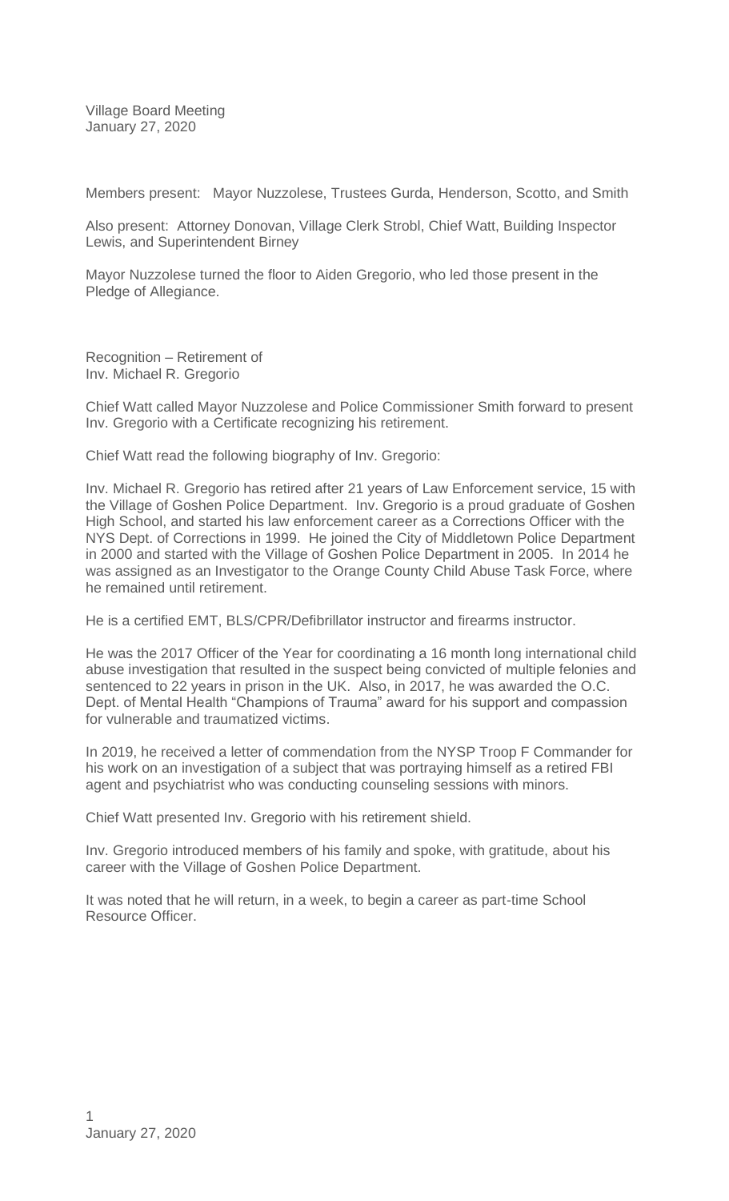Village Board Meeting
January 27, 2020

Members present: Mayor Nuzzolese, Trustees Gurda, Henderson, Scotto, and Smith

Also present: Attorney Donovan, Village Clerk Strobl, Chief Watt, Building Inspector Lewis, and Superintendent Birney

Mayor Nuzzolese turned the floor to Aiden Gregorio, who led those present in the Pledge of Allegiance.

Recognition – Retirement of
Inv. Michael R. Gregorio

Chief Watt called Mayor Nuzzolese and Police Commissioner Smith forward to present Inv. Gregorio with a Certificate recognizing his retirement.

Chief Watt read the following biography of Inv. Gregorio:

Inv. Michael R. Gregorio has retired after 21 years of Law Enforcement service, 15 with the Village of Goshen Police Department. Inv. Gregorio is a proud graduate of Goshen High School, and started his law enforcement career as a Corrections Officer with the NYS Dept. of Corrections in 1999. He joined the City of Middletown Police Department in 2000 and started with the Village of Goshen Police Department in 2005. In 2014 he was assigned as an Investigator to the Orange County Child Abuse Task Force, where he remained until retirement.

He is a certified EMT, BLS/CPR/Defibrillator instructor and firearms instructor.

He was the 2017 Officer of the Year for coordinating a 16 month long international child abuse investigation that resulted in the suspect being convicted of multiple felonies and sentenced to 22 years in prison in the UK. Also, in 2017, he was awarded the O.C. Dept. of Mental Health "Champions of Trauma" award for his support and compassion for vulnerable and traumatized victims.

In 2019, he received a letter of commendation from the NYSP Troop F Commander for his work on an investigation of a subject that was portraying himself as a retired FBI agent and psychiatrist who was conducting counseling sessions with minors.

Chief Watt presented Inv. Gregorio with his retirement shield.

Inv. Gregorio introduced members of his family and spoke, with gratitude, about his career with the Village of Goshen Police Department.

It was noted that he will return, in a week, to begin a career as part-time School Resource Officer.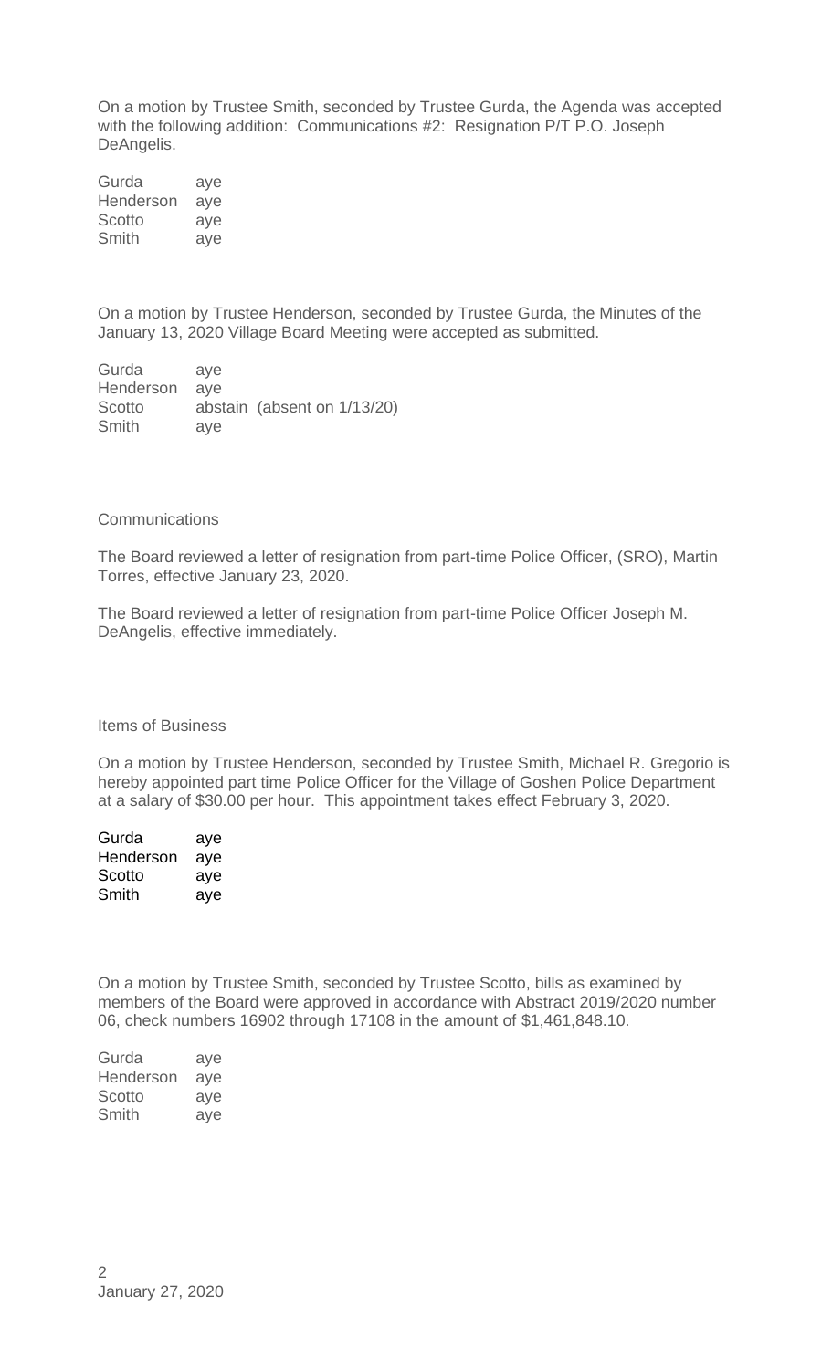On a motion by Trustee Smith, seconded by Trustee Gurda, the Agenda was accepted with the following addition: Communications #2: Resignation P/T P.O. Joseph DeAngelis.

| | |
|---|---|
| Gurda | aye |
| Henderson | aye |
| Scotto | aye |
| Smith | aye |

On a motion by Trustee Henderson, seconded by Trustee Gurda, the Minutes of the January 13, 2020 Village Board Meeting were accepted as submitted.

| | |
|---|---|
| Gurda | aye |
| Henderson | aye |
| Scotto | abstain (absent on 1/13/20) |
| Smith | aye |

Communications

The Board reviewed a letter of resignation from part-time Police Officer, (SRO), Martin Torres, effective January 23, 2020.

The Board reviewed a letter of resignation from part-time Police Officer Joseph M. DeAngelis, effective immediately.

Items of Business

On a motion by Trustee Henderson, seconded by Trustee Smith, Michael R. Gregorio is hereby appointed part time Police Officer for the Village of Goshen Police Department at a salary of $30.00 per hour. This appointment takes effect February 3, 2020.

| | |
|---|---|
| Gurda | aye |
| Henderson | aye |
| Scotto | aye |
| Smith | aye |

On a motion by Trustee Smith, seconded by Trustee Scotto, bills as examined by members of the Board were approved in accordance with Abstract 2019/2020 number 06, check numbers 16902 through 17108 in the amount of $1,461,848.10.

| | |
|---|---|
| Gurda | aye |
| Henderson | aye |
| Scotto | aye |
| Smith | aye |

January 27, 2020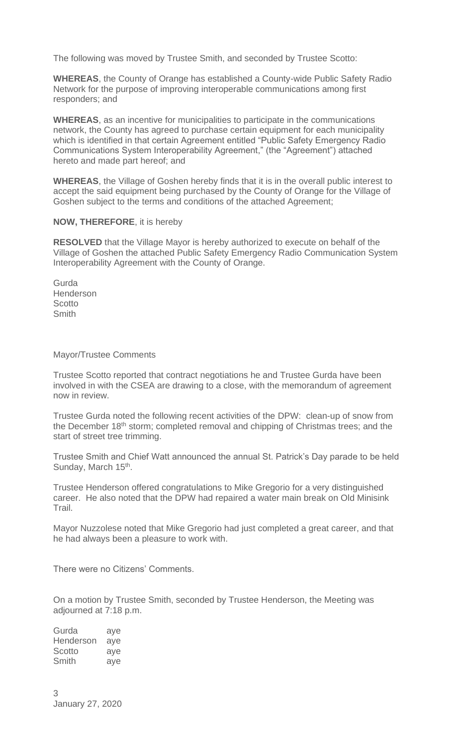The following was moved by Trustee Smith, and seconded by Trustee Scotto:

**WHEREAS**, the County of Orange has established a County-wide Public Safety Radio Network for the purpose of improving interoperable communications among first responders; and

**WHEREAS**, as an incentive for municipalities to participate in the communications network, the County has agreed to purchase certain equipment for each municipality which is identified in that certain Agreement entitled "Public Safety Emergency Radio Communications System Interoperability Agreement," (the "Agreement") attached hereto and made part hereof; and

**WHEREAS**, the Village of Goshen hereby finds that it is in the overall public interest to accept the said equipment being purchased by the County of Orange for the Village of Goshen subject to the terms and conditions of the attached Agreement;

**NOW, THEREFORE**, it is hereby

**RESOLVED** that the Village Mayor is hereby authorized to execute on behalf of the Village of Goshen the attached Public Safety Emergency Radio Communication System Interoperability Agreement with the County of Orange.

Gurda
Henderson
Scotto
Smith

Mayor/Trustee Comments

Trustee Scotto reported that contract negotiations he and Trustee Gurda have been involved in with the CSEA are drawing to a close, with the memorandum of agreement now in review.

Trustee Gurda noted the following recent activities of the DPW: clean-up of snow from the December 18th storm; completed removal and chipping of Christmas trees; and the start of street tree trimming.

Trustee Smith and Chief Watt announced the annual St. Patrick's Day parade to be held Sunday, March 15th.

Trustee Henderson offered congratulations to Mike Gregorio for a very distinguished career. He also noted that the DPW had repaired a water main break on Old Minisink Trail.

Mayor Nuzzolese noted that Mike Gregorio had just completed a great career, and that he had always been a pleasure to work with.

There were no Citizens' Comments.

On a motion by Trustee Smith, seconded by Trustee Henderson, the Meeting was adjourned at 7:18 p.m.

| | |
|---|---|
| Gurda | aye |
| Henderson | aye |
| Scotto | aye |
| Smith | aye |

January 27, 2020